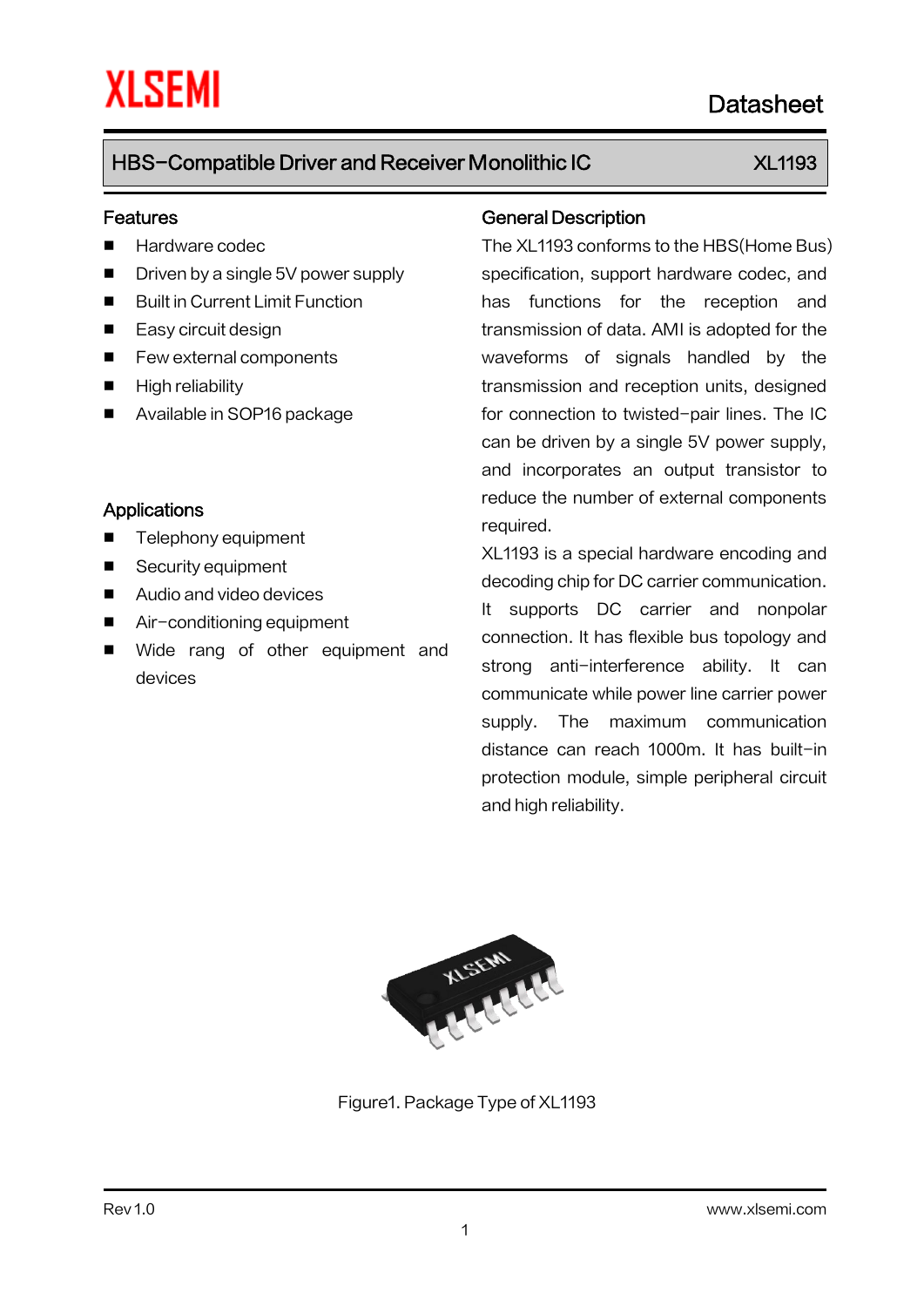XLSEMI

Datasheet

# HBS-Compatible Driver and Receiver Monolithic IC — XL1193

## Features

- Hardware codec
- Driven by a single 5V power supply
- Built in Current Limit Function
- Easy circuit design
- Few external components
- High reliability
- Available in SOP16 package

## Applications

- Telephony equipment
- Security equipment
- Audio and video devices
- Air-conditioning equipment
- Wide rang of other equipment and devices

## General Description

The XL1193 conforms to the HBS(Home Bus) specification, support hardware codec, and has functions for the reception and transmission of data. AMI is adopted for the waveforms of signals handled by the transmission and reception units, designed for connection to twisted-pair lines. The IC can be driven by a single 5V power supply, and incorporates an output transistor to reduce the number of external components required.

XL1193 is a special hardware encoding and decoding chip for DC carrier communication. It supports DC carrier and nonpolar connection. It has flexible bus topology and strong anti-interference ability. It can communicate while power line carrier power supply. The maximum communication distance can reach 1000m. It has built-in protection module, simple peripheral circuit and high reliability.

Figure1. Package Type of XL1193

Rev 1.0 www.xlsemi.com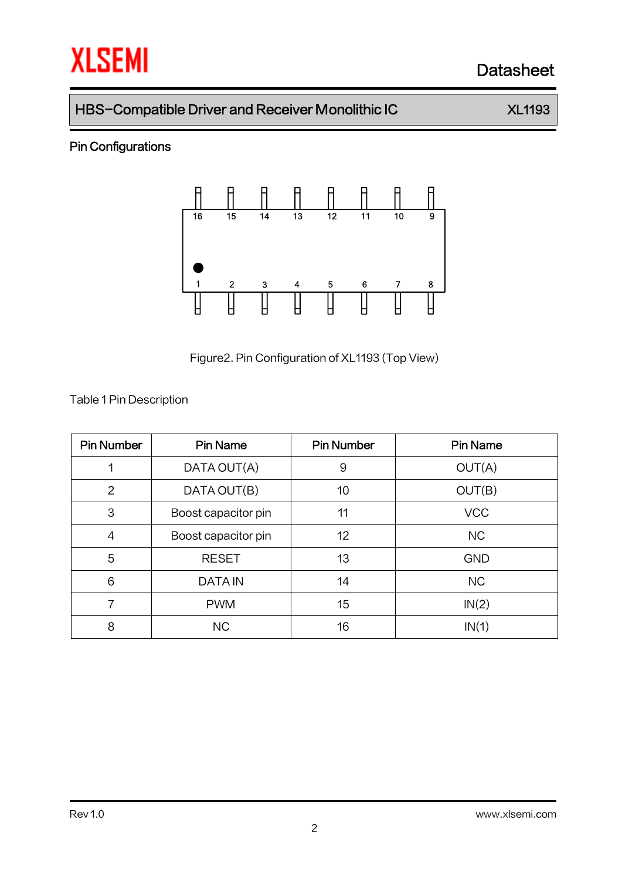## Pin Configurations

Figure2. Pin Configuration of XL1193 (Top View)

Table 1 Pin Description

| Pin Number | Pin Name | Pin Number | Pin Name |
|---|---|---|---|
| 1 | DATA OUT(A) | 9 | OUT(A) |
| 2 | DATA OUT(B) | 10 | OUT(B) |
| 3 | Boost capacitor pin | 11 | VCC |
| 4 | Boost capacitor pin | 12 | NC |
| 5 | RESET | 13 | GND |
| 6 | DATA IN | 14 | NC |
| 7 | PWM | 15 | IN(2) |
| 8 | NC | 16 | IN(1) |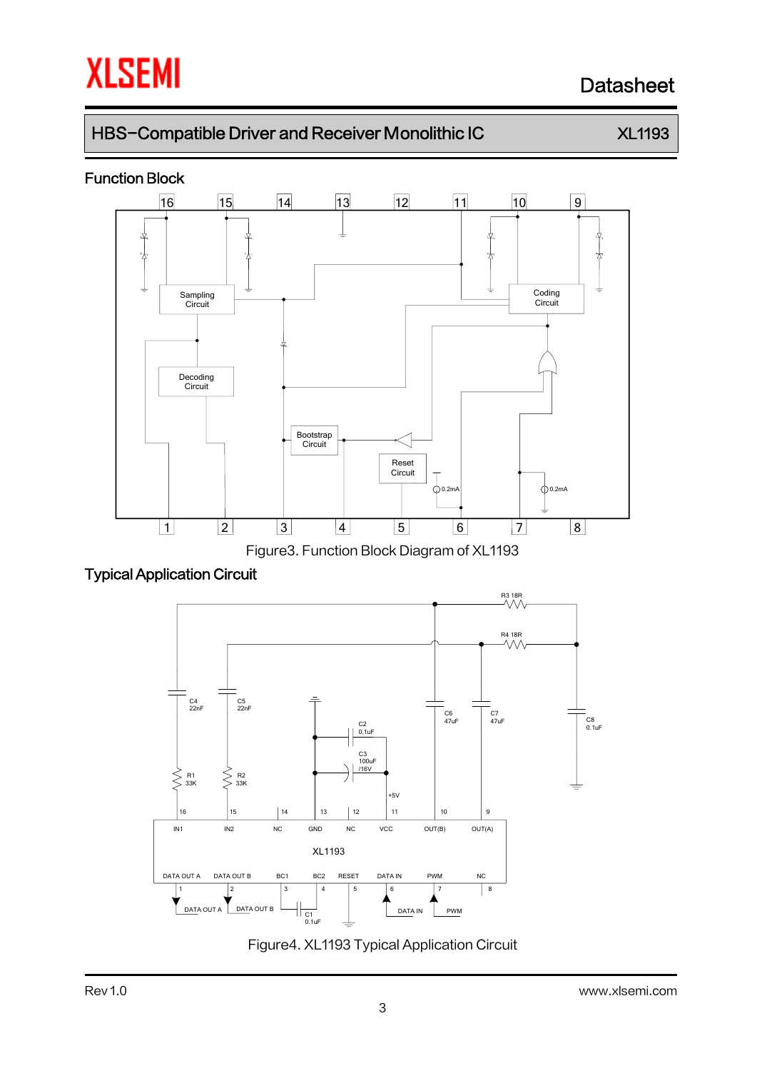## Function Block

Figure3. Function Block Diagram of XL1193

## Typical Application Circuit

Figure4. XL1193 Typical Application Circuit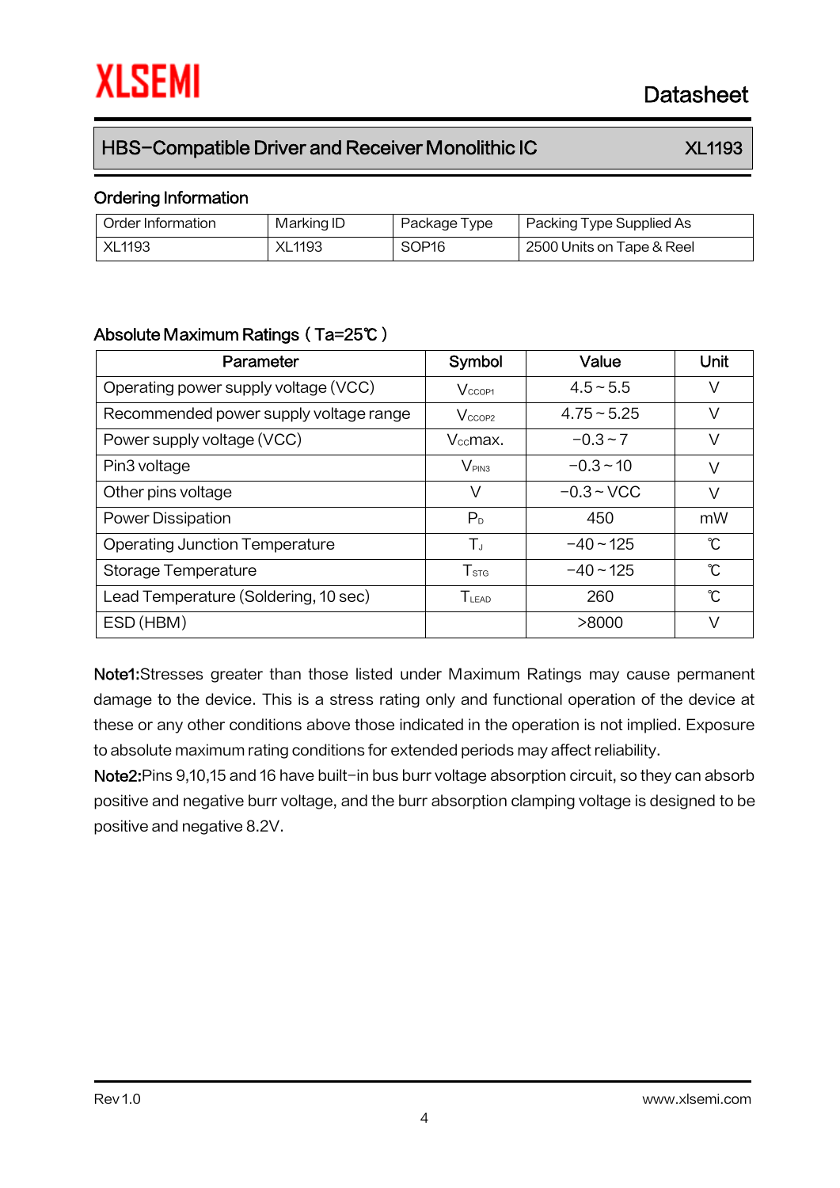## Ordering Information

| Order Information | Marking ID | Package Type | Packing Type Supplied As |
|---|---|---|---|
| XL1193 | XL1193 | SOP16 | 2500 Units on Tape & Reel |

## Absolute Maximum Ratings（Ta=25℃）

| Parameter | Symbol | Value | Unit |
|---|---|---|---|
| Operating power supply voltage (VCC) | $V_{CCOP1}$ | 4.5 ~ 5.5 | V |
| Recommended power supply voltage range | $V_{CCOP2}$ | 4.75 ~ 5.25 | V |
| Power supply voltage (VCC) | $V_{CC}$max. | -0.3 ~ 7 | V |
| Pin3 voltage | $V_{PIN3}$ | -0.3 ~ 10 | V |
| Other pins voltage | V | -0.3 ~ VCC | V |
| Power Dissipation | $P_D$ | 450 | mW |
| Operating Junction Temperature | $T_J$ | -40 ~ 125 | ℃ |
| Storage Temperature | $T_{STG}$ | -40 ~ 125 | ℃ |
| Lead Temperature (Soldering, 10 sec) | $T_{LEAD}$ | 260 | ℃ |
| ESD (HBM) | | >8000 | V |

**Note1:**Stresses greater than those listed under Maximum Ratings may cause permanent damage to the device. This is a stress rating only and functional operation of the device at these or any other conditions above those indicated in the operation is not implied. Exposure to absolute maximum rating conditions for extended periods may affect reliability.

**Note2:**Pins 9,10,15 and 16 have built-in bus burr voltage absorption circuit, so they can absorb positive and negative burr voltage, and the burr absorption clamping voltage is designed to be positive and negative 8.2V.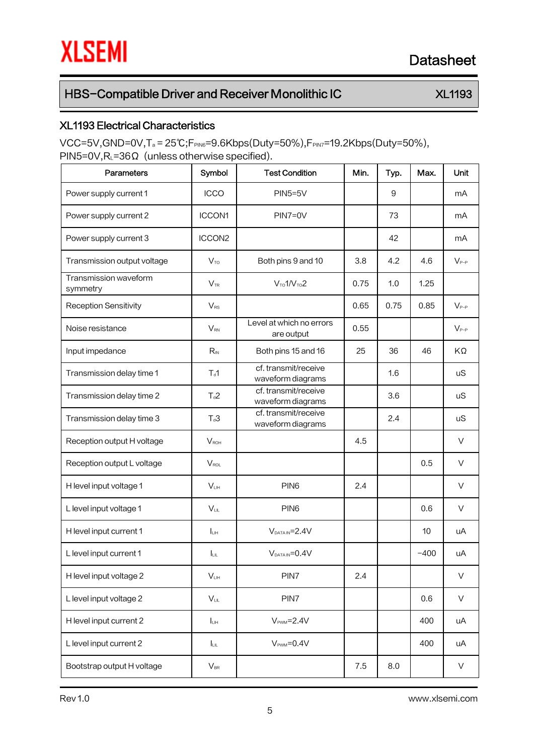## XL1193 Electrical Characteristics

VCC=5V,GND=0V,$T_a$ = 25℃;$F_{PIN6}$=9.6Kbps(Duty=50%),$F_{PIN7}$=19.2Kbps(Duty=50%), PIN5=0V,$R_L$=36Ω (unless otherwise specified).

| Parameters | Symbol | Test Condition | Min. | Typ. | Max. | Unit |
|---|---|---|---|---|---|---|
| Power supply current 1 | ICCO | PIN5=5V | | 9 | | mA |
| Power supply current 2 | ICCON1 | PIN7=0V | | 73 | | mA |
| Power supply current 3 | ICCON2 | | | 42 | | mA |
| Transmission output voltage | $V_{TO}$ | Both pins 9 and 10 | 3.8 | 4.2 | 4.6 | $V_{P-P}$ |
| Transmission waveform symmetry | $V_{TR}$ | $V_{TO}1/V_{TO}2$ | 0.75 | 1.0 | 1.25 | |
| Reception Sensitivity | $V_{RS}$ | | 0.65 | 0.75 | 0.85 | $V_{P-P}$ |
| Noise resistance | $V_{RN}$ | Level at which no errors are output | 0.55 | | | $V_{P-P}$ |
| Input impedance | $R_{IN}$ | Both pins 15 and 16 | 25 | 36 | 46 | KΩ |
| Transmission delay time 1 | $T_d1$ | cf. transmit/receive waveform diagrams | | 1.6 | | uS |
| Transmission delay time 2 | $T_d2$ | cf. transmit/receive waveform diagrams | | 3.6 | | uS |
| Transmission delay time 3 | $T_d3$ | cf. transmit/receive waveform diagrams | | 2.4 | | uS |
| Reception output H voltage | $V_{ROH}$ | | 4.5 | | | V |
| Reception output L voltage | $V_{ROL}$ | | | | 0.5 | V |
| H level input voltage 1 | $V_{LIH}$ | PIN6 | 2.4 | | | V |
| L level input voltage 1 | $V_{LIL}$ | PIN6 | | | 0.6 | V |
| H level input current 1 | $I_{LIH}$ | $V_{DATA\ IN}$=2.4V | | | 10 | uA |
| L level input current 1 | $I_{LIL}$ | $V_{DATA\ IN}$=0.4V | | | −400 | uA |
| H level input voltage 2 | $V_{LIH}$ | PIN7 | 2.4 | | | V |
| L level input voltage 2 | $V_{LIL}$ | PIN7 | | | 0.6 | V |
| H level input current 2 | $I_{LIH}$ | $V_{PWM}$=2.4V | | | 400 | uA |
| L level input current 2 | $I_{LIL}$ | $V_{PWM}$=0.4V | | | 400 | uA |
| Bootstrap output H voltage | $V_{BR}$ | | 7.5 | 8.0 | | V |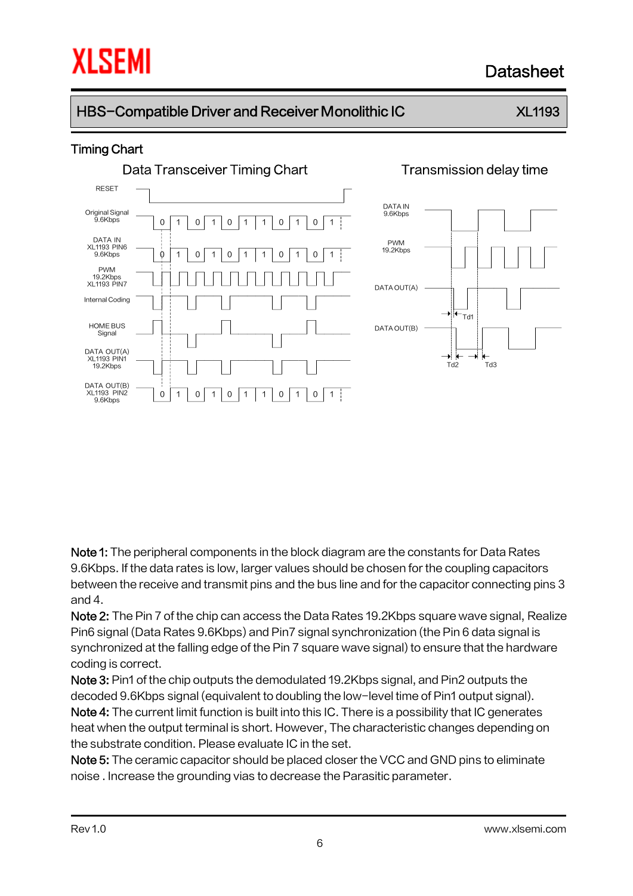## Timing Chart

Data Transceiver Timing Chart

Transmission delay time

**Note 1:** The peripheral components in the block diagram are the constants for Data Rates 9.6Kbps. If the data rates is low, larger values should be chosen for the coupling capacitors between the receive and transmit pins and the bus line and for the capacitor connecting pins 3 and 4.

**Note 2:** The Pin 7 of the chip can access the Data Rates 19.2Kbps square wave signal, Realize Pin6 signal (Data Rates 9.6Kbps) and Pin7 signal synchronization (the Pin 6 data signal is synchronized at the falling edge of the Pin 7 square wave signal) to ensure that the hardware coding is correct.

**Note 3:** Pin1 of the chip outputs the demodulated 19.2Kbps signal, and Pin2 outputs the decoded 9.6Kbps signal (equivalent to doubling the low−level time of Pin1 output signal).

**Note 4:** The current limit function is built into this IC. There is a possibility that IC generates heat when the output terminal is short. However, The characteristic changes depending on the substrate condition. Please evaluate IC in the set.

**Note 5:** The ceramic capacitor should be placed closer the VCC and GND pins to eliminate noise . Increase the grounding vias to decrease the Parasitic parameter.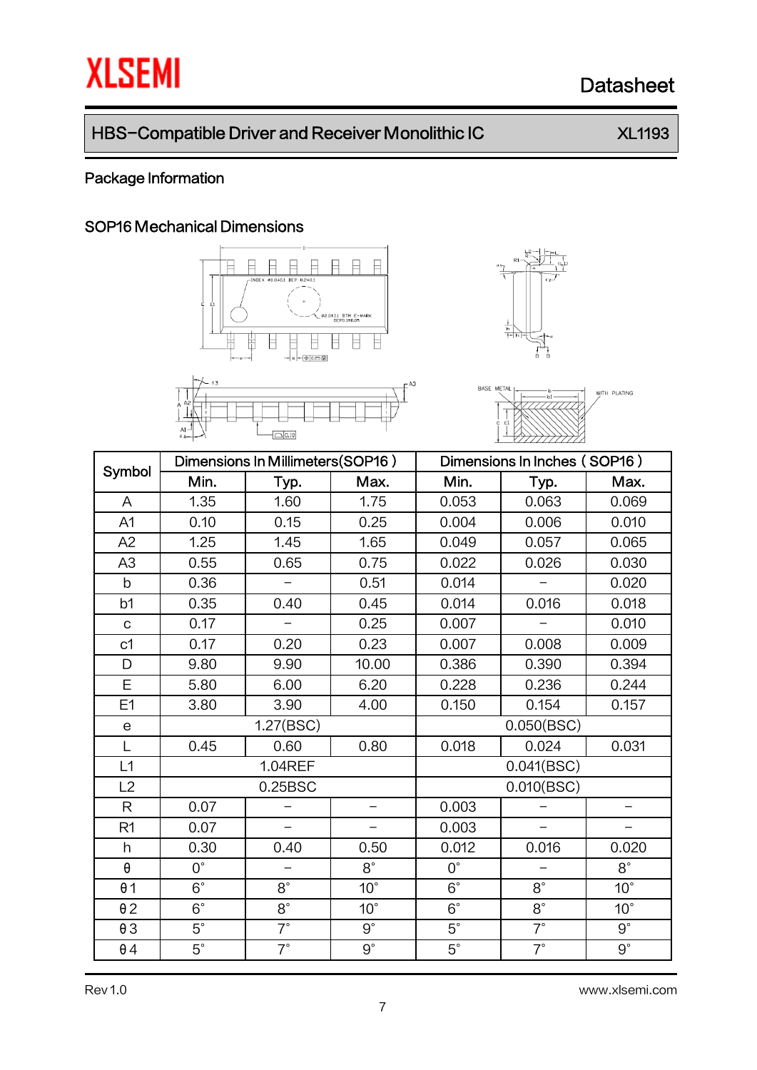## Package Information

### SOP16 Mechanical Dimensions

| Symbol | Dimensions In Millimeters(SOP16 ) | | | Dimensions In Inches（SOP16） | | |
|---|---|---|---|---|---|---|
| | Min. | Typ. | Max. | Min. | Typ. | Max. |
| A | 1.35 | 1.60 | 1.75 | 0.053 | 0.063 | 0.069 |
| A1 | 0.10 | 0.15 | 0.25 | 0.004 | 0.006 | 0.010 |
| A2 | 1.25 | 1.45 | 1.65 | 0.049 | 0.057 | 0.065 |
| A3 | 0.55 | 0.65 | 0.75 | 0.022 | 0.026 | 0.030 |
| b | 0.36 | − | 0.51 | 0.014 | − | 0.020 |
| b1 | 0.35 | 0.40 | 0.45 | 0.014 | 0.016 | 0.018 |
| c | 0.17 | − | 0.25 | 0.007 | − | 0.010 |
| c1 | 0.17 | 0.20 | 0.23 | 0.007 | 0.008 | 0.009 |
| D | 9.80 | 9.90 | 10.00 | 0.386 | 0.390 | 0.394 |
| E | 5.80 | 6.00 | 6.20 | 0.228 | 0.236 | 0.244 |
| E1 | 3.80 | 3.90 | 4.00 | 0.150 | 0.154 | 0.157 |
| e | 1.27(BSC) | | | 0.050(BSC) | | |
| L | 0.45 | 0.60 | 0.80 | 0.018 | 0.024 | 0.031 |
| L1 | 1.04REF | | | 0.041(BSC) | | |
| L2 | 0.25BSC | | | 0.010(BSC) | | |
| R | 0.07 | − | − | 0.003 | − | − |
| R1 | 0.07 | − | − | 0.003 | − | − |
| h | 0.30 | 0.40 | 0.50 | 0.012 | 0.016 | 0.020 |
| θ | 0° | − | 8° | 0° | − | 8° |
| θ1 | 6° | 8° | 10° | 6° | 8° | 10° |
| θ2 | 6° | 8° | 10° | 6° | 8° | 10° |
| θ3 | 5° | 7° | 9° | 5° | 7° | 9° |
| θ4 | 5° | 7° | 9° | 5° | 7° | 9° |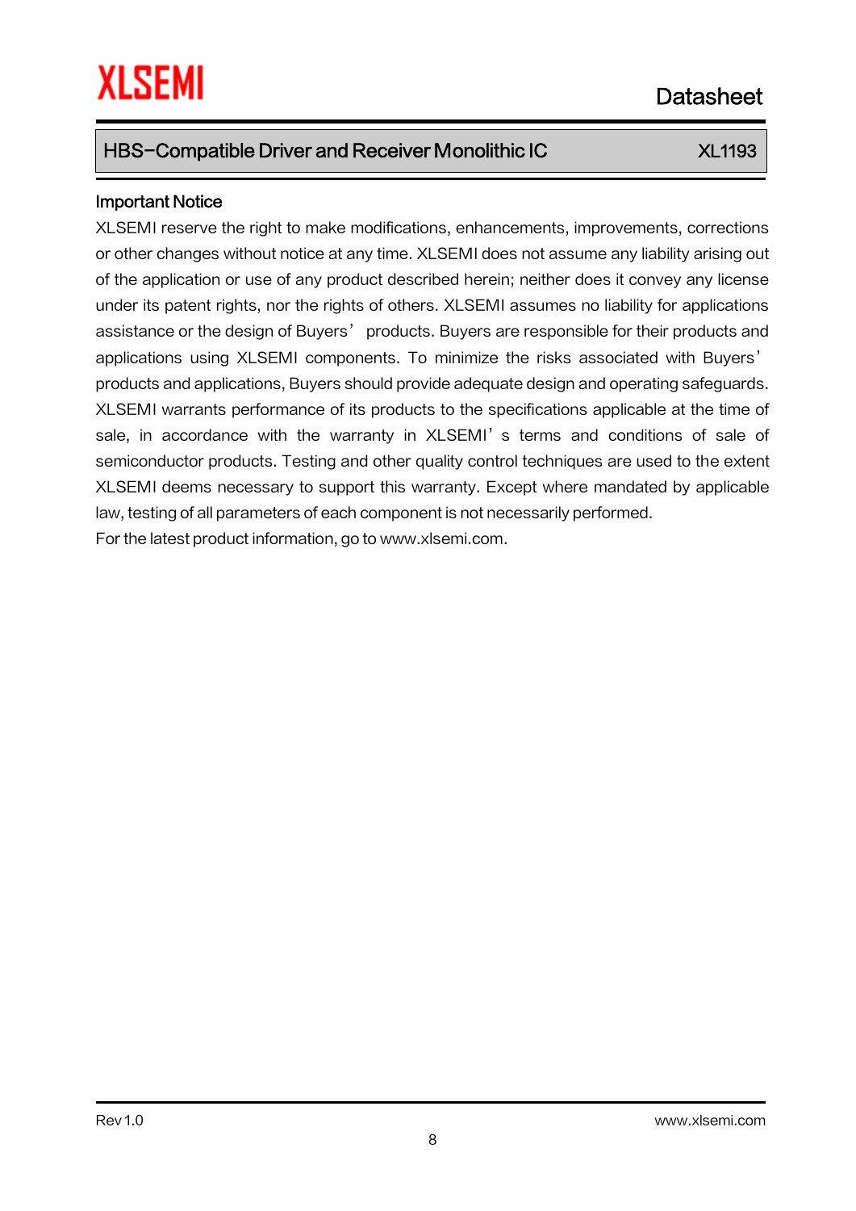## Important Notice

XLSEMI reserve the right to make modifications, enhancements, improvements, corrections or other changes without notice at any time. XLSEMI does not assume any liability arising out of the application or use of any product described herein; neither does it convey any license under its patent rights, nor the rights of others. XLSEMI assumes no liability for applications assistance or the design of Buyers' products. Buyers are responsible for their products and applications using XLSEMI components. To minimize the risks associated with Buyers' products and applications, Buyers should provide adequate design and operating safeguards. XLSEMI warrants performance of its products to the specifications applicable at the time of sale, in accordance with the warranty in XLSEMI's terms and conditions of sale of semiconductor products. Testing and other quality control techniques are used to the extent XLSEMI deems necessary to support this warranty. Except where mandated by applicable law, testing of all parameters of each component is not necessarily performed.

For the latest product information, go to www.xlsemi.com.